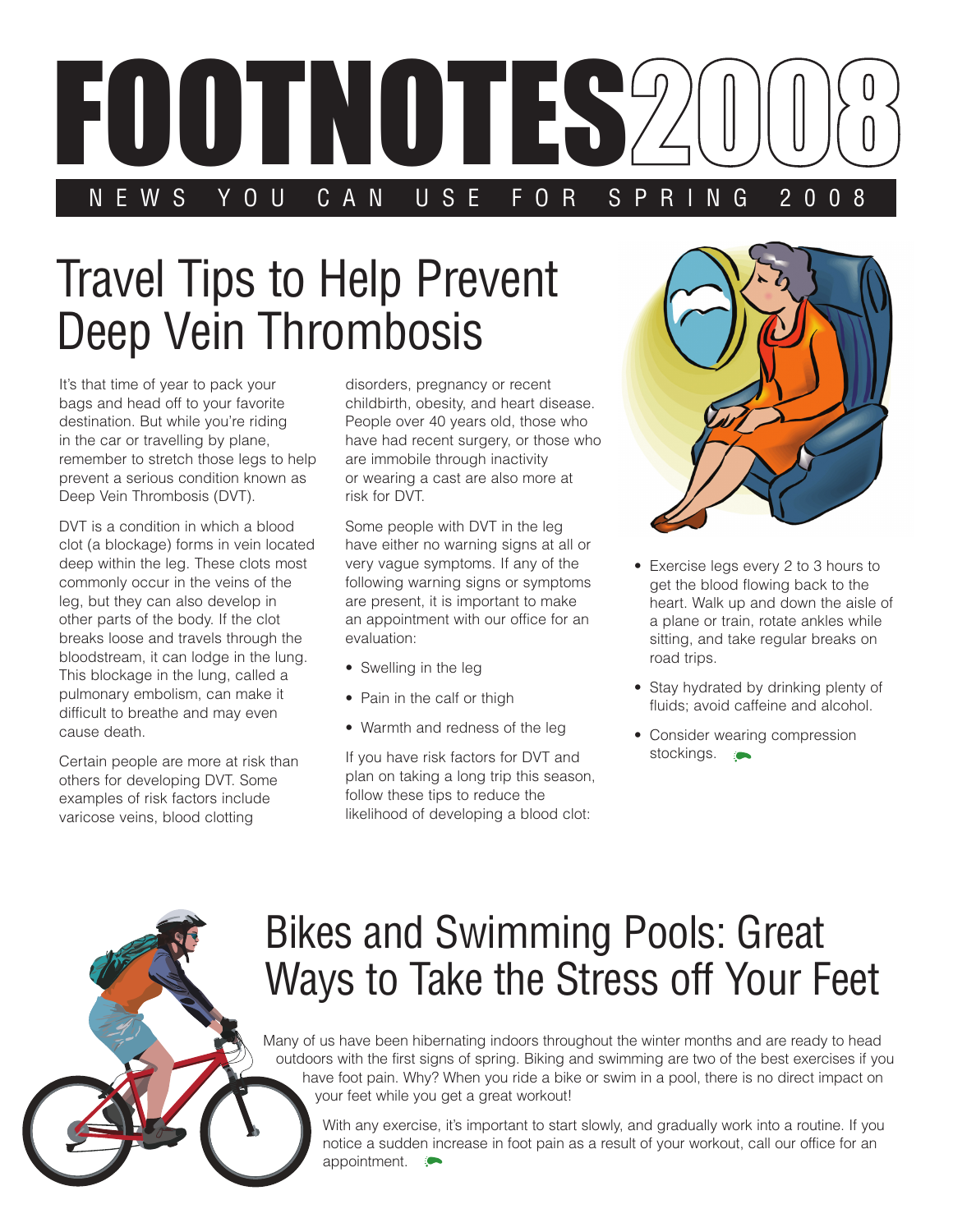# FOOTNOTES 2008

NEWS YOU CAN USE FOR SPRING 2008

## Travel Tips to Help Prevent Deep Vein Thrombosis

It's that time of year to pack your bags and head off to your favorite destination. But while you're riding in the car or travelling by plane, remember to stretch those legs to help prevent a serious condition known as Deep Vein Thrombosis (DVT).

DVT is a condition in which a blood clot (a blockage) forms in vein located deep within the leg. These clots most commonly occur in the veins of the leg, but they can also develop in other parts of the body. If the clot breaks loose and travels through the bloodstream, it can lodge in the lung. This blockage in the lung, called a pulmonary embolism, can make it difficult to breathe and may even cause death.

Certain people are more at risk than others for developing DVT. Some examples of risk factors include varicose veins, blood clotting disorders, pregnancy or recent childbirth, obesity, and heart disease. People over 40 years old, those who have had recent surgery, or those who are immobile through inactivity or wearing a cast are also more at risk for DVT.

Some people with DVT in the leg have either no warning signs at all or very vague symptoms. If any of the following warning signs or symptoms are present, it is important to make an appointment with our office for an evaluation:

- Swelling in the leg
- Pain in the calf or thigh
- Warmth and redness of the leg

If you have risk factors for DVT and plan on taking a long trip this season, follow these tips to reduce the likelihood of developing a blood clot:

- Exercise legs every 2 to 3 hours to get the blood flowing back to the heart. Walk up and down the aisle of a plane or train, rotate ankles while sitting, and take regular breaks on road trips.
- Stay hydrated by drinking plenty of fluids; avoid caffeine and alcohol.
- Consider wearing compression stockings.

## Bikes and Swimming Pools: Great Ways to Take the Stress off Your Feet

Many of us have been hibernating indoors throughout the winter months and are ready to head outdoors with the first signs of spring. Biking and swimming are two of the best exercises if you have foot pain. Why? When you ride a bike or swim in a pool, there is no direct impact on your feet while you get a great workout!

With any exercise, it's important to start slowly, and gradually work into a routine. If you notice a sudden increase in foot pain as a result of your workout, call our office for an appointment.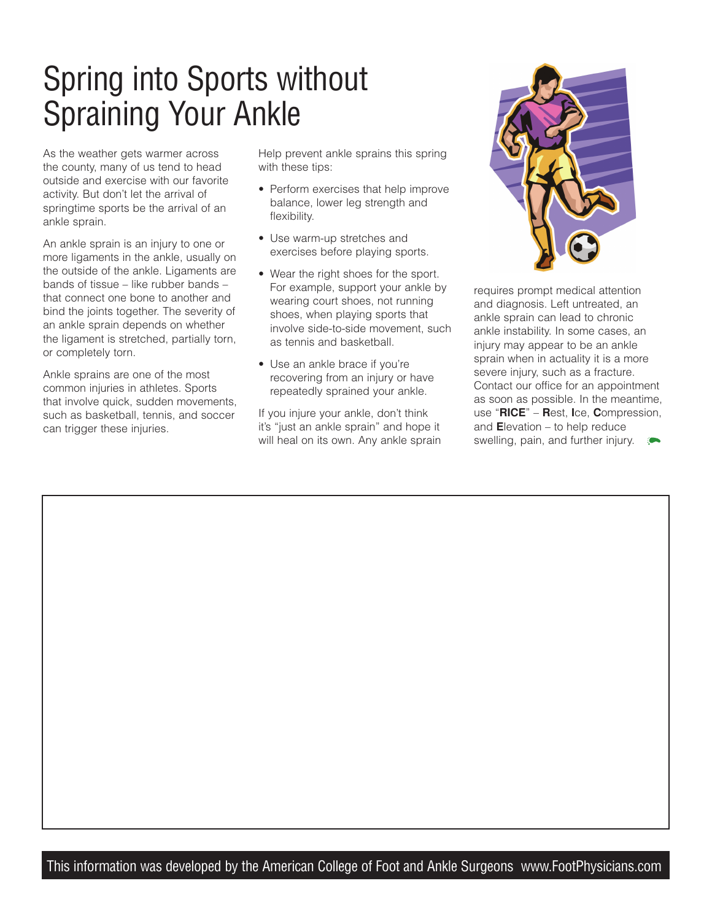# Spring into Sports without Spraining Your Ankle

As the weather gets warmer across the county, many of us tend to head outside and exercise with our favorite activity. But don't let the arrival of springtime sports be the arrival of an ankle sprain.

An ankle sprain is an injury to one or more ligaments in the ankle, usually on the outside of the ankle. Ligaments are bands of tissue – like rubber bands – that connect one bone to another and bind the joints together. The severity of an ankle sprain depends on whether the ligament is stretched, partially torn, or completely torn.

Ankle sprains are one of the most common injuries in athletes. Sports that involve quick, sudden movements, such as basketball, tennis, and soccer can trigger these injuries.

Help prevent ankle sprains this spring with these tips:

- Perform exercises that help improve balance, lower leg strength and flexibility.
- Use warm-up stretches and exercises before playing sports.
- Wear the right shoes for the sport. For example, support your ankle by wearing court shoes, not running shoes, when playing sports that involve side-to-side movement, such as tennis and basketball.
- Use an ankle brace if you're recovering from an injury or have repeatedly sprained your ankle.

If you injure your ankle, don't think it's "just an ankle sprain" and hope it will heal on its own. Any ankle sprain requires prompt medical attention and diagnosis. Left untreated, an ankle sprain can lead to chronic ankle instability. In some cases, an injury may appear to be an ankle sprain when in actuality it is a more severe injury, such as a fracture. Contact our office for an appointment as soon as possible. In the meantime, use "**RICE**" – **R**est, **I**ce, **C**ompression, and **E**levation – to help reduce swelling, pain, and further injury.

This information was developed by the American College of Foot and Ankle Surgeons www.FootPhysicians.com